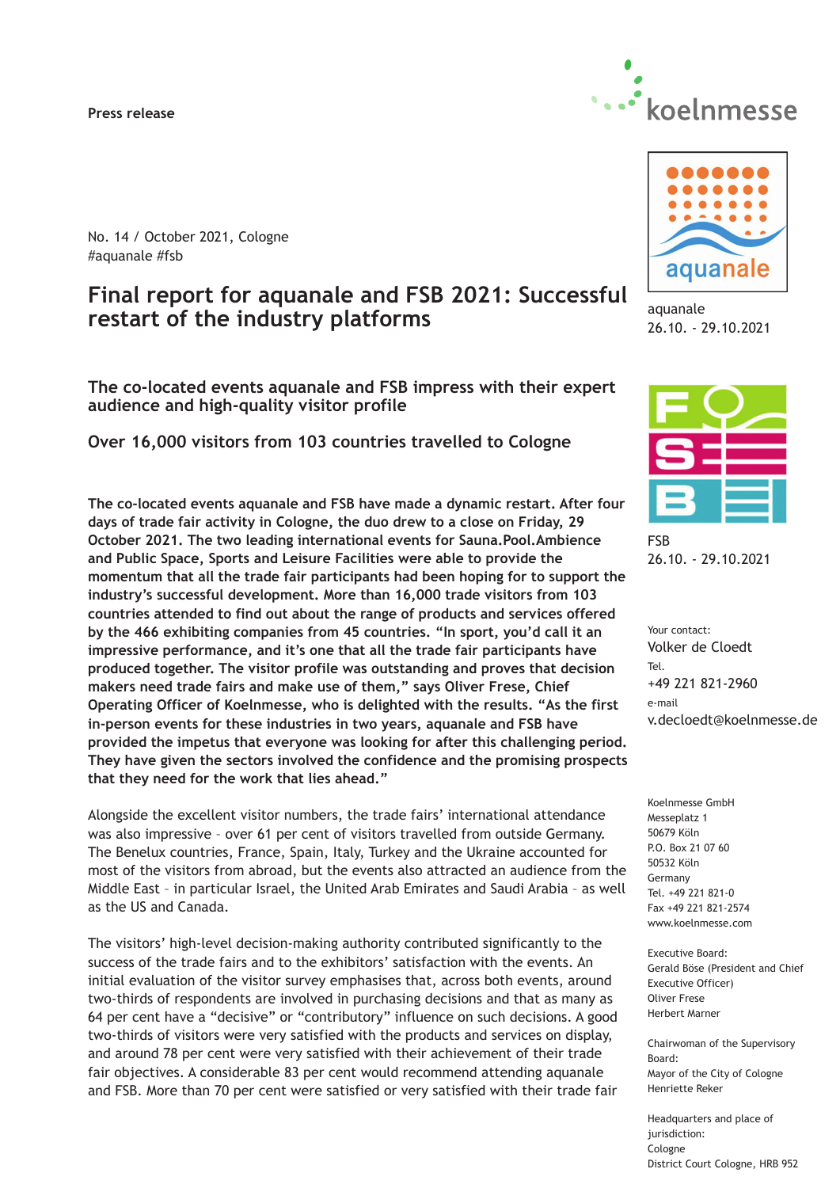Press release

No. 14 / October 2021, Cologne
#aquanale #fsb

# Final report for aquanale and FSB 2021: Successful restart of the industry platforms

## The co-located events aquanale and FSB impress with their expert audience and high-quality visitor profile

## Over 16,000 visitors from 103 countries travelled to Cologne

**The co-located events aquanale and FSB have made a dynamic restart. After four days of trade fair activity in Cologne, the duo drew to a close on Friday, 29 October 2021. The two leading international events for Sauna.Pool.Ambience and Public Space, Sports and Leisure Facilities were able to provide the momentum that all the trade fair participants had been hoping for to support the industry's successful development. More than 16,000 trade visitors from 103 countries attended to find out about the range of products and services offered by the 466 exhibiting companies from 45 countries. "In sport, you'd call it an impressive performance, and it's one that all the trade fair participants have produced together. The visitor profile was outstanding and proves that decision makers need trade fairs and make use of them," says Oliver Frese, Chief Operating Officer of Koelnmesse, who is delighted with the results. "As the first in-person events for these industries in two years, aquanale and FSB have provided the impetus that everyone was looking for after this challenging period. They have given the sectors involved the confidence and the promising prospects that they need for the work that lies ahead."**

Alongside the excellent visitor numbers, the trade fairs' international attendance was also impressive – over 61 per cent of visitors travelled from outside Germany. The Benelux countries, France, Spain, Italy, Turkey and the Ukraine accounted for most of the visitors from abroad, but the events also attracted an audience from the Middle East – in particular Israel, the United Arab Emirates and Saudi Arabia – as well as the US and Canada.

The visitors' high-level decision-making authority contributed significantly to the success of the trade fairs and to the exhibitors' satisfaction with the events. An initial evaluation of the visitor survey emphasises that, across both events, around two-thirds of respondents are involved in purchasing decisions and that as many as 64 per cent have a "decisive" or "contributory" influence on such decisions. A good two-thirds of visitors were very satisfied with the products and services on display, and around 78 per cent were very satisfied with their achievement of their trade fair objectives. A considerable 83 per cent would recommend attending aquanale and FSB. More than 70 per cent were satisfied or very satisfied with their trade fair

aquanale
26.10. - 29.10.2021

FSB
26.10. - 29.10.2021

Your contact:
Volker de Cloedt
Tel.
+49 221 821-2960
e-mail
v.decloedt@koelnmesse.de

Koelnmesse GmbH
Messeplatz 1
50679 Köln
P.O. Box 21 07 60
50532 Köln
Germany
Tel. +49 221 821-0
Fax +49 221 821-2574
www.koelnmesse.com

Executive Board:
Gerald Böse (President and Chief Executive Officer)
Oliver Frese
Herbert Marner

Chairwoman of the Supervisory Board:
Mayor of the City of Cologne
Henriette Reker

Headquarters and place of jurisdiction:
Cologne
District Court Cologne, HRB 952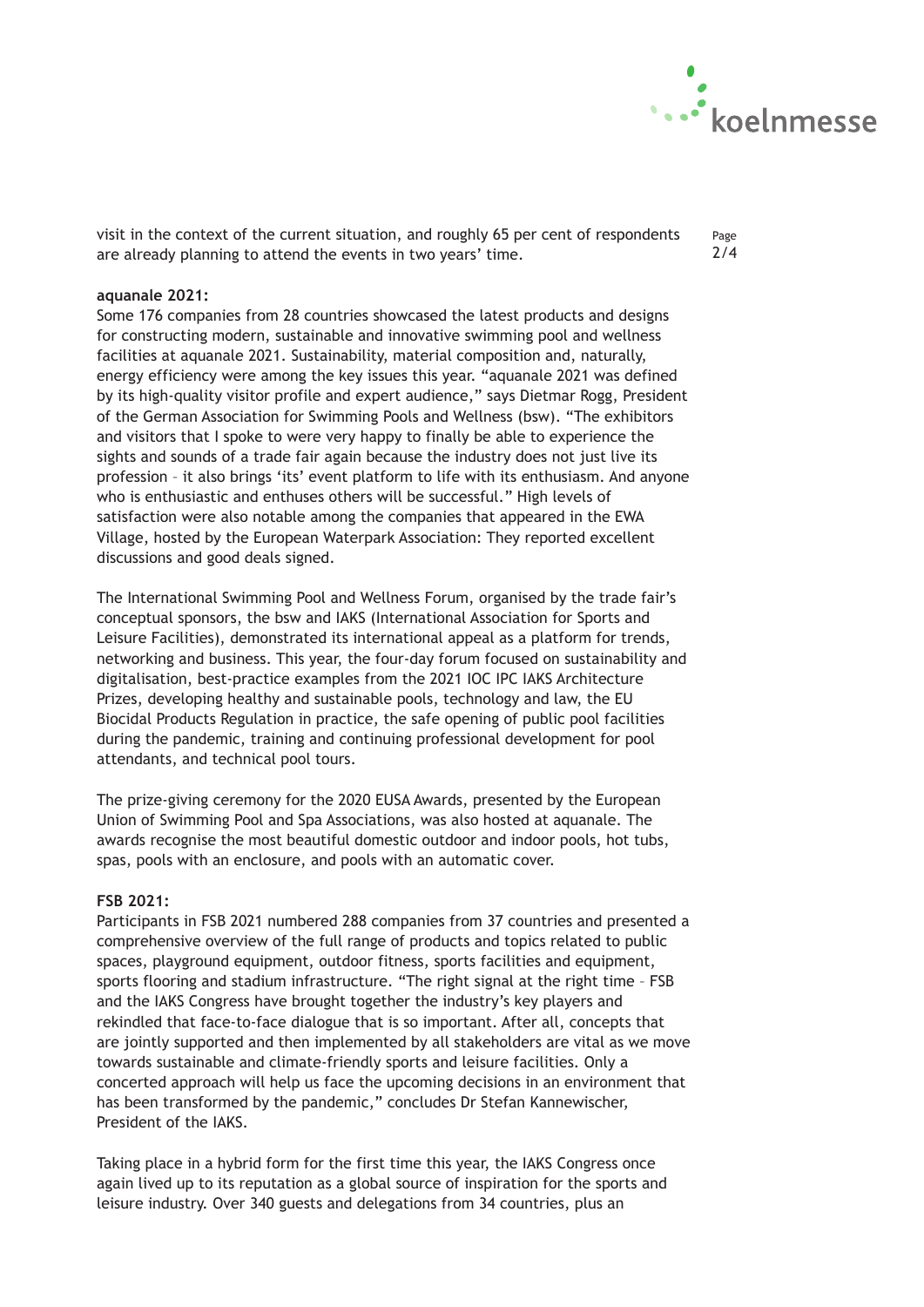visit in the context of the current situation, and roughly 65 per cent of respondents are already planning to attend the events in two years' time.

**aquanale 2021:**

Some 176 companies from 28 countries showcased the latest products and designs for constructing modern, sustainable and innovative swimming pool and wellness facilities at aquanale 2021. Sustainability, material composition and, naturally, energy efficiency were among the key issues this year. "aquanale 2021 was defined by its high-quality visitor profile and expert audience," says Dietmar Rogg, President of the German Association for Swimming Pools and Wellness (bsw). "The exhibitors and visitors that I spoke to were very happy to finally be able to experience the sights and sounds of a trade fair again because the industry does not just live its profession – it also brings 'its' event platform to life with its enthusiasm. And anyone who is enthusiastic and enthuses others will be successful." High levels of satisfaction were also notable among the companies that appeared in the EWA Village, hosted by the European Waterpark Association: They reported excellent discussions and good deals signed.

The International Swimming Pool and Wellness Forum, organised by the trade fair's conceptual sponsors, the bsw and IAKS (International Association for Sports and Leisure Facilities), demonstrated its international appeal as a platform for trends, networking and business. This year, the four-day forum focused on sustainability and digitalisation, best-practice examples from the 2021 IOC IPC IAKS Architecture Prizes, developing healthy and sustainable pools, technology and law, the EU Biocidal Products Regulation in practice, the safe opening of public pool facilities during the pandemic, training and continuing professional development for pool attendants, and technical pool tours.

The prize-giving ceremony for the 2020 EUSA Awards, presented by the European Union of Swimming Pool and Spa Associations, was also hosted at aquanale. The awards recognise the most beautiful domestic outdoor and indoor pools, hot tubs, spas, pools with an enclosure, and pools with an automatic cover.

**FSB 2021:**

Participants in FSB 2021 numbered 288 companies from 37 countries and presented a comprehensive overview of the full range of products and topics related to public spaces, playground equipment, outdoor fitness, sports facilities and equipment, sports flooring and stadium infrastructure. "The right signal at the right time – FSB and the IAKS Congress have brought together the industry's key players and rekindled that face-to-face dialogue that is so important. After all, concepts that are jointly supported and then implemented by all stakeholders are vital as we move towards sustainable and climate-friendly sports and leisure facilities. Only a concerted approach will help us face the upcoming decisions in an environment that has been transformed by the pandemic," concludes Dr Stefan Kannewischer, President of the IAKS.

Taking place in a hybrid form for the first time this year, the IAKS Congress once again lived up to its reputation as a global source of inspiration for the sports and leisure industry. Over 340 guests and delegations from 34 countries, plus an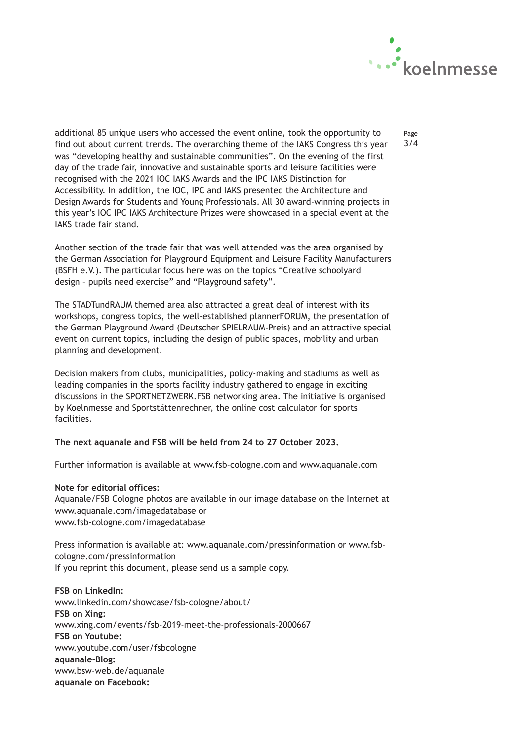additional 85 unique users who accessed the event online, took the opportunity to find out about current trends. The overarching theme of the IAKS Congress this year was “developing healthy and sustainable communities”. On the evening of the first day of the trade fair, innovative and sustainable sports and leisure facilities were recognised with the 2021 IOC IAKS Awards and the IPC IAKS Distinction for Accessibility. In addition, the IOC, IPC and IAKS presented the Architecture and Design Awards for Students and Young Professionals. All 30 award-winning projects in this year’s IOC IPC IAKS Architecture Prizes were showcased in a special event at the IAKS trade fair stand.

Another section of the trade fair that was well attended was the area organised by the German Association for Playground Equipment and Leisure Facility Manufacturers (BSFH e.V.). The particular focus here was on the topics “Creative schoolyard design – pupils need exercise” and “Playground safety”.

The STADTundRAUM themed area also attracted a great deal of interest with its workshops, congress topics, the well-established plannerFORUM, the presentation of the German Playground Award (Deutscher SPIELRAUM-Preis) and an attractive special event on current topics, including the design of public spaces, mobility and urban planning and development.

Decision makers from clubs, municipalities, policy-making and stadiums as well as leading companies in the sports facility industry gathered to engage in exciting discussions in the SPORTNETZWERK.FSB networking area. The initiative is organised by Koelnmesse and Sportstättenrechner, the online cost calculator for sports facilities.

**The next aquanale and FSB will be held from 24 to 27 October 2023.**

Further information is available at www.fsb-cologne.com and www.aquanale.com

**Note for editorial offices:**
Aquanale/FSB Cologne photos are available in our image database on the Internet at www.aquanale.com/imagedatabase or
www.fsb-cologne.com/imagedatabase

Press information is available at: www.aquanale.com/pressinformation or www.fsb-cologne.com/pressinformation
If you reprint this document, please send us a sample copy.

**FSB on LinkedIn:**
www.linkedin.com/showcase/fsb-cologne/about/
**FSB on Xing:**
www.xing.com/events/fsb-2019-meet-the-professionals-2000667
**FSB on Youtube:**
www.youtube.com/user/fsbcologne
**aquanale-Blog:**
www.bsw-web.de/aquanale
**aquanale on Facebook:**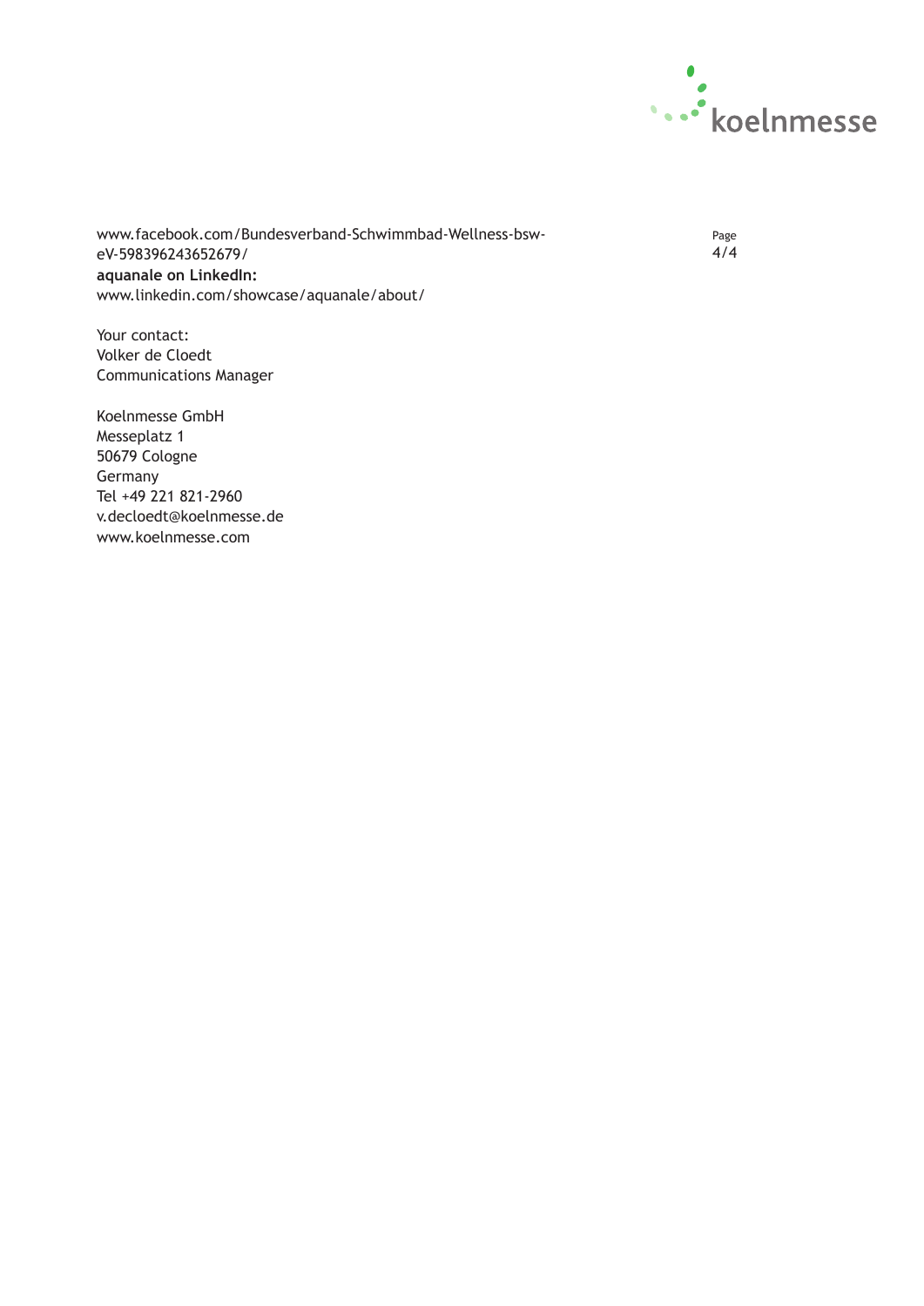www.facebook.com/Bundesverband-Schwimmbad-Wellness-bsw-eV-598396243652679/
**aquanale on LinkedIn:**
www.linkedin.com/showcase/aquanale/about/

Your contact:
Volker de Cloedt
Communications Manager

Koelnmesse GmbH
Messeplatz 1
50679 Cologne
Germany
Tel +49 221 821-2960
v.decloedt@koelnmesse.de
www.koelnmesse.com